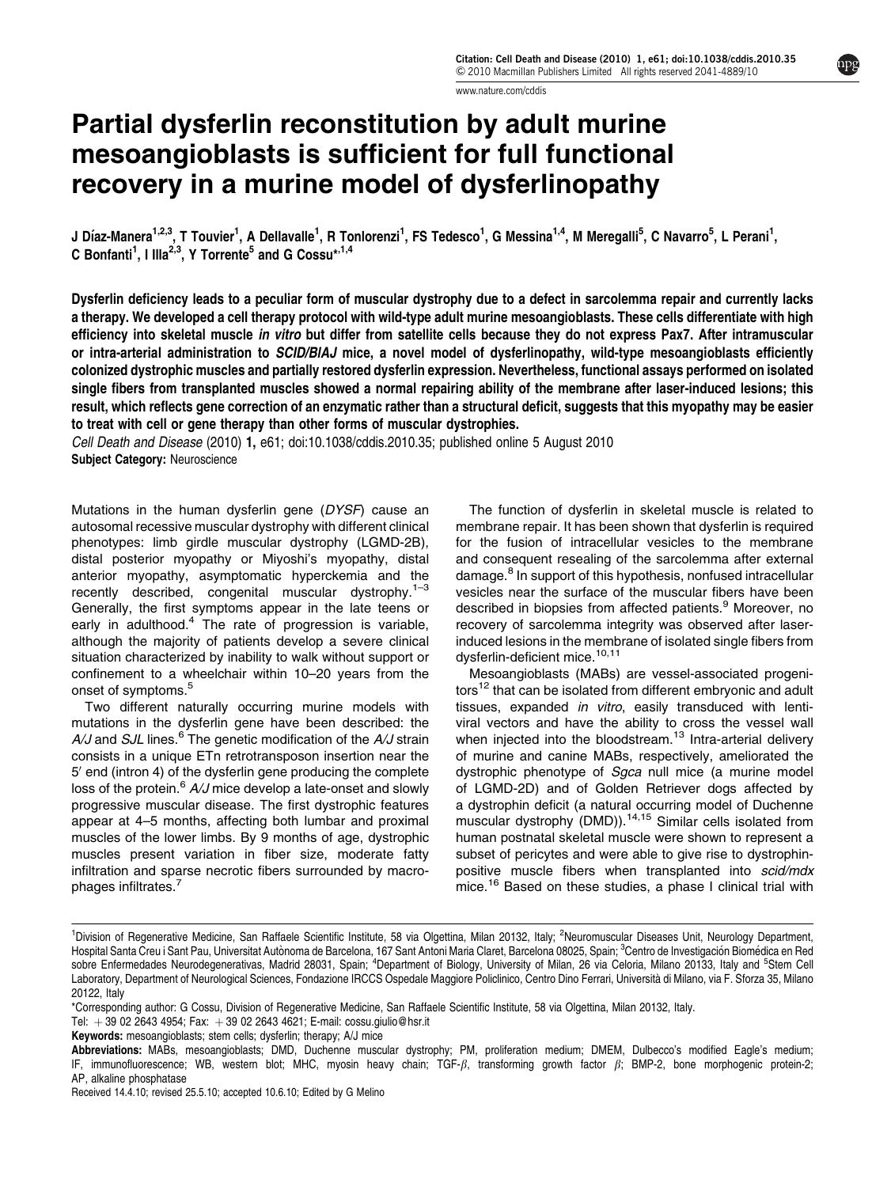# Partial dysferlin reconstitution by adult murine mesoangioblasts is sufficient for full functional recovery in a murine model of dysferlinopathy

J Díaz-Manera[1,2,3], T Touvier[1], A Dellavalle[1], R Tonlorenzi[1], FS Tedesco[1], G Messina[1,4], M Meregalli[5], C Navarro[5], L Perani[1], C Bonfanti[1], I Illa[2,3], Y Torrente[5] and G Cossu*[1,4]

**Dysferlin deficiency leads to a peculiar form of muscular dystrophy due to a defect in sarcolemma repair and currently lacks a therapy. We developed a cell therapy protocol with wild-type adult murine mesoangioblasts. These cells differentiate with high efficiency into skeletal muscle *in vitro* but differ from satellite cells because they do not express Pax7. After intramuscular or intra-arterial administration to *SCID/BlAJ* mice, a novel model of dysferlinopathy, wild-type mesoangioblasts efficiently colonized dystrophic muscles and partially restored dysferlin expression. Nevertheless, functional assays performed on isolated single fibers from transplanted muscles showed a normal repairing ability of the membrane after laser-induced lesions; this result, which reflects gene correction of an enzymatic rather than a structural deficit, suggests that this myopathy may be easier to treat with cell or gene therapy than other forms of muscular dystrophies.**

*Cell Death and Disease* (2010) **1**, e61; doi:10.1038/cddis.2010.35; published online 5 August 2010

**Subject Category:** Neuroscience

Mutations in the human dysferlin gene (*DYSF*) cause an autosomal recessive muscular dystrophy with different clinical phenotypes: limb girdle muscular dystrophy (LGMD-2B), distal posterior myopathy or Miyoshi's myopathy, distal anterior myopathy, asymptomatic hyperckemia and the recently described, congenital muscular dystrophy.[1–3] Generally, the first symptoms appear in the late teens or early in adulthood.[4] The rate of progression is variable, although the majority of patients develop a severe clinical situation characterized by inability to walk without support or confinement to a wheelchair within 10–20 years from the onset of symptoms.[5]

Two different naturally occurring murine models with mutations in the dysferlin gene have been described: the *A/J* and *SJL* lines.[6] The genetic modification of the *A/J* strain consists in a unique ETn retrotransposon insertion near the 5′ end (intron 4) of the dysferlin gene producing the complete loss of the protein.[6] *A/J* mice develop a late-onset and slowly progressive muscular disease. The first dystrophic features appear at 4–5 months, affecting both lumbar and proximal muscles of the lower limbs. By 9 months of age, dystrophic muscles present variation in fiber size, moderate fatty infiltration and sparse necrotic fibers surrounded by macrophages infiltrates.[7]

The function of dysferlin in skeletal muscle is related to membrane repair. It has been shown that dysferlin is required for the fusion of intracellular vesicles to the membrane and consequent resealing of the sarcolemma after external damage.[8] In support of this hypothesis, nonfused intracellular vesicles near the surface of the muscular fibers have been described in biopsies from affected patients.[9] Moreover, no recovery of sarcolemma integrity was observed after laser-induced lesions in the membrane of isolated single fibers from dysferlin-deficient mice.[10,11]

Mesoangioblasts (MABs) are vessel-associated progenitors[12] that can be isolated from different embryonic and adult tissues, expanded *in vitro*, easily transduced with lentiviral vectors and have the ability to cross the vessel wall when injected into the bloodstream.[13] Intra-arterial delivery of murine and canine MABs, respectively, ameliorated the dystrophic phenotype of *Sgca* null mice (a murine model of LGMD-2D) and of Golden Retriever dogs affected by a dystrophin deficit (a natural occurring model of Duchenne muscular dystrophy (DMD)).[14,15] Similar cells isolated from human postnatal skeletal muscle were shown to represent a subset of pericytes and were able to give rise to dystrophin-positive muscle fibers when transplanted into *scid/mdx* mice.[16] Based on these studies, a phase I clinical trial with

---

[1]Division of Regenerative Medicine, San Raffaele Scientific Institute, 58 via Olgettina, Milan 20132, Italy; [2]Neuromuscular Diseases Unit, Neurology Department, Hospital Santa Creu i Sant Pau, Universitat Autònoma de Barcelona, 167 Sant Antoni Maria Claret, Barcelona 08025, Spain; [3]Centro de Investigación Biomédica en Red sobre Enfermedades Neurodegenerativas, Madrid 28031, Spain; [4]Department of Biology, University of Milan, 26 via Celoria, Milano 20133, Italy and [5]Stem Cell Laboratory, Department of Neurological Sciences, Fondazione IRCCS Ospedale Maggiore Policlinico, Centro Dino Ferrari, Università di Milano, via F. Sforza 35, Milano 20122, Italy

*Corresponding author: G Cossu, Division of Regenerative Medicine, San Raffaele Scientific Institute, 58 via Olgettina, Milan 20132, Italy.
Tel: + 39 02 2643 4954; Fax: + 39 02 2643 4621; E-mail: cossu.giulio@hsr.it

**Keywords:** mesoangioblasts; stem cells; dysferlin; therapy; A/J mice

**Abbreviations:** MABs, mesoangioblasts; DMD, Duchenne muscular dystrophy; PM, proliferation medium; DMEM, Dulbecco's modified Eagle's medium; IF, immunofluorescence; WB, western blot; MHC, myosin heavy chain; TGF-β, transforming growth factor β; BMP-2, bone morphogenic protein-2; AP, alkaline phosphatase

Received 14.4.10; revised 25.5.10; accepted 10.6.10; Edited by G Melino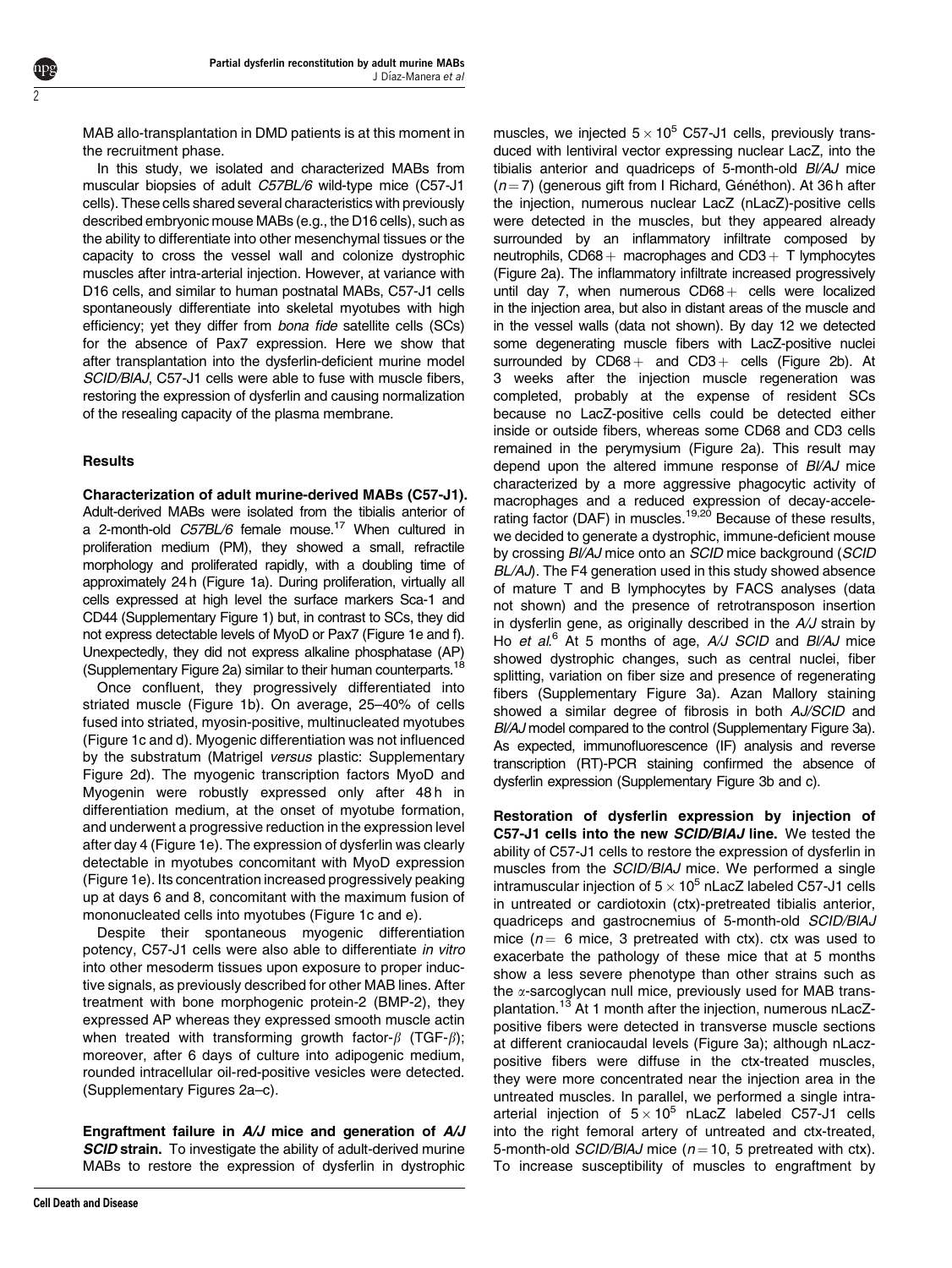MAB allo-transplantation in DMD patients is at this moment in the recruitment phase.

In this study, we isolated and characterized MABs from muscular biopsies of adult *C57BL/6* wild-type mice (C57-J1 cells). These cells shared several characteristics with previously described embryonic mouse MABs (e.g., the D16 cells), such as the ability to differentiate into other mesenchymal tissues or the capacity to cross the vessel wall and colonize dystrophic muscles after intra-arterial injection. However, at variance with D16 cells, and similar to human postnatal MABs, C57-J1 cells spontaneously differentiate into skeletal myotubes with high efficiency; yet they differ from *bona fide* satellite cells (SCs) for the absence of Pax7 expression. Here we show that after transplantation into the dysferlin-deficient murine model *SCID/BlAJ*, C57-J1 cells were able to fuse with muscle fibers, restoring the expression of dysferlin and causing normalization of the resealing capacity of the plasma membrane.

## Results

**Characterization of adult murine-derived MABs (C57-J1).** Adult-derived MABs were isolated from the tibialis anterior of a 2-month-old *C57BL/6* female mouse.[17] When cultured in proliferation medium (PM), they showed a small, refractile morphology and proliferated rapidly, with a doubling time of approximately 24 h (Figure 1a). During proliferation, virtually all cells expressed at high level the surface markers Sca-1 and CD44 (Supplementary Figure 1) but, in contrast to SCs, they did not express detectable levels of MyoD or Pax7 (Figure 1e and f). Unexpectedly, they did not express alkaline phosphatase (AP) (Supplementary Figure 2a) similar to their human counterparts.[18]

Once confluent, they progressively differentiated into striated muscle (Figure 1b). On average, 25–40% of cells fused into striated, myosin-positive, multinucleated myotubes (Figure 1c and d). Myogenic differentiation was not influenced by the substratum (Matrigel *versus* plastic: Supplementary Figure 2d). The myogenic transcription factors MyoD and Myogenin were robustly expressed only after 48 h in differentiation medium, at the onset of myotube formation, and underwent a progressive reduction in the expression level after day 4 (Figure 1e). The expression of dysferlin was clearly detectable in myotubes concomitant with MyoD expression (Figure 1e). Its concentration increased progressively peaking up at days 6 and 8, concomitant with the maximum fusion of mononucleated cells into myotubes (Figure 1c and e).

Despite their spontaneous myogenic differentiation potency, C57-J1 cells were also able to differentiate *in vitro* into other mesoderm tissues upon exposure to proper inductive signals, as previously described for other MAB lines. After treatment with bone morphogenic protein-2 (BMP-2), they expressed AP whereas they expressed smooth muscle actin when treated with transforming growth factor-$\beta$ (TGF-$\beta$); moreover, after 6 days of culture into adipogenic medium, rounded intracellular oil-red-positive vesicles were detected. (Supplementary Figures 2a–c).

**Engraftment failure in *A/J* mice and generation of *A/J SCID* strain.** To investigate the ability of adult-derived murine MABs to restore the expression of dysferlin in dystrophic muscles, we injected $5 \times 10^5$ C57-J1 cells, previously transduced with lentiviral vector expressing nuclear LacZ, into the tibialis anterior and quadriceps of 5-month-old *Bl/AJ* mice ($n = 7$) (generous gift from I Richard, Généthon). At 36 h after the injection, numerous nuclear LacZ (nLacZ)-positive cells were detected in the muscles, but they appeared already surrounded by an inflammatory infiltrate composed by neutrophils, CD68+ macrophages and CD3+ T lymphocytes (Figure 2a). The inflammatory infiltrate increased progressively until day 7, when numerous CD68+ cells were localized in the injection area, but also in distant areas of the muscle and in the vessel walls (data not shown). By day 12 we detected some degenerating muscle fibers with LacZ-positive nuclei surrounded by CD68+ and CD3+ cells (Figure 2b). At 3 weeks after the injection muscle regeneration was completed, probably at the expense of resident SCs because no LacZ-positive cells could be detected either inside or outside fibers, whereas some CD68 and CD3 cells remained in the perymysium (Figure 2a). This result may depend upon the altered immune response of *Bl/AJ* mice characterized by a more aggressive phagocytic activity of macrophages and a reduced expression of decay-accelerating factor (DAF) in muscles.[19,20] Because of these results, we decided to generate a dystrophic, immune-deficient mouse by crossing *Bl/AJ* mice onto an *SCID* mice background (*SCID BL/AJ*). The F4 generation used in this study showed absence of mature T and B lymphocytes by FACS analyses (data not shown) and the presence of retrotransposon insertion in dysferlin gene, as originally described in the *A/J* strain by Ho *et al*.[6] At 5 months of age, *A/J SCID* and *Bl/AJ* mice showed dystrophic changes, such as central nuclei, fiber splitting, variation on fiber size and presence of regenerating fibers (Supplementary Figure 3a). Azan Mallory staining showed a similar degree of fibrosis in both *AJ/SCID* and *Bl/AJ* model compared to the control (Supplementary Figure 3a). As expected, immunofluorescence (IF) analysis and reverse transcription (RT)-PCR staining confirmed the absence of dysferlin expression (Supplementary Figure 3b and c).

**Restoration of dysferlin expression by injection of C57-J1 cells into the new *SCID/BlAJ* line.** We tested the ability of C57-J1 cells to restore the expression of dysferlin in muscles from the *SCID/BlAJ* mice. We performed a single intramuscular injection of $5 \times 10^5$ nLacZ labeled C57-J1 cells in untreated or cardiotoxin (ctx)-pretreated tibialis anterior, quadriceps and gastrocnemius of 5-month-old *SCID/BlAJ* mice ($n = 6$ mice, 3 pretreated with ctx). ctx was used to exacerbate the pathology of these mice that at 5 months show a less severe phenotype than other strains such as the $\alpha$-sarcoglycan null mice, previously used for MAB transplantation.[13] At 1 month after the injection, numerous nLacZ-positive fibers were detected in transverse muscle sections at different craniocaudal levels (Figure 3a); although nLacz-positive fibers were diffuse in the ctx-treated muscles, they were more concentrated near the injection area in the untreated muscles. In parallel, we performed a single intra-arterial injection of $5 \times 10^5$ nLacZ labeled C57-J1 cells into the right femoral artery of untreated and ctx-treated, 5-month-old *SCID/BlAJ* mice ($n = 10$, 5 pretreated with ctx). To increase susceptibility of muscles to engraftment by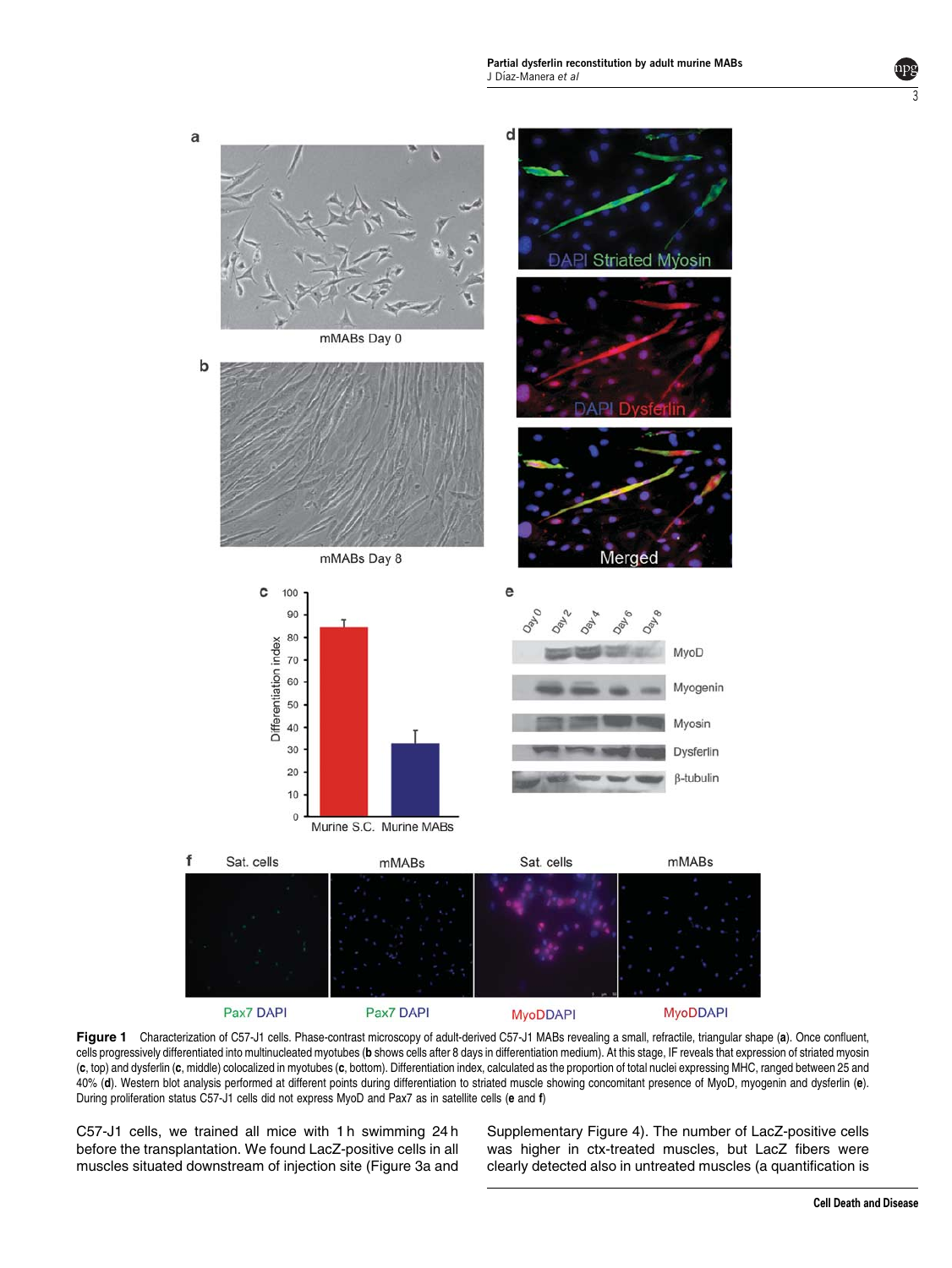**Figure 1** Characterization of C57-J1 cells. Phase-contrast microscopy of adult-derived C57-J1 MABs revealing a small, refractile, triangular shape (**a**). Once confluent, cells progressively differentiated into multinucleated myotubes (**b** shows cells after 8 days in differentiation medium). At this stage, IF reveals that expression of striated myosin (**c**, top) and dysferlin (**c**, middle) colocalized in myotubes (**c**, bottom). Differentiation index, calculated as the proportion of total nuclei expressing MHC, ranged between 25 and 40% (**d**). Western blot analysis performed at different points during differentiation to striated muscle showing concomitant presence of MyoD, myogenin and dysferlin (**e**). During proliferation status C57-J1 cells did not express MyoD and Pax7 as in satellite cells (**e** and **f**)

C57-J1 cells, we trained all mice with 1 h swimming 24 h before the transplantation. We found LacZ-positive cells in all muscles situated downstream of injection site (Figure 3a and Supplementary Figure 4). The number of LacZ-positive cells was higher in ctx-treated muscles, but LacZ fibers were clearly detected also in untreated muscles (a quantification is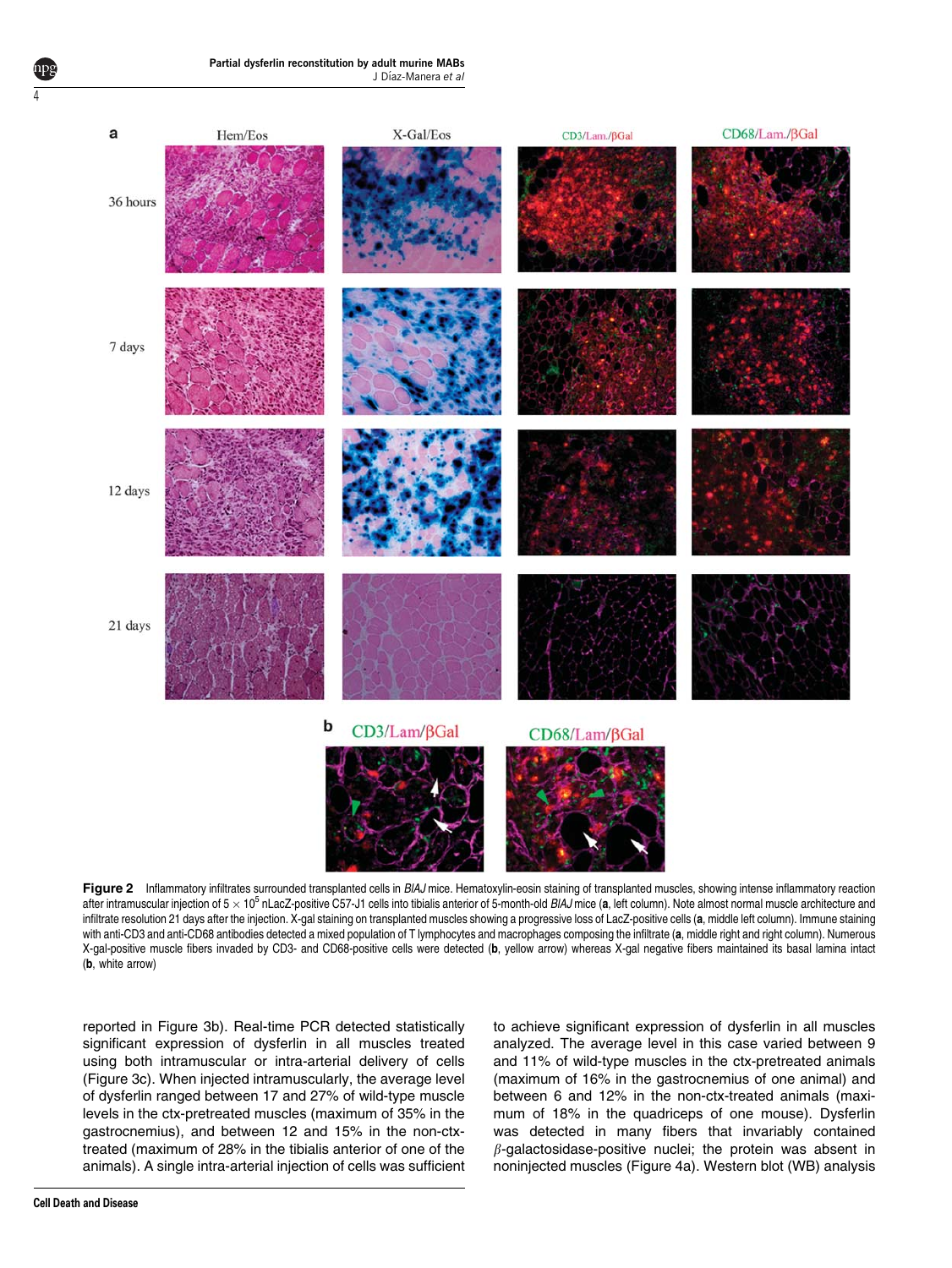Figure 2 Inflammatory infiltrates surrounded transplanted cells in *BlAJ* mice. Hematoxylin-eosin staining of transplanted muscles, showing intense inflammatory reaction after intramuscular injection of $5 \times 10^5$ nLacZ-positive C57-J1 cells into tibialis anterior of 5-month-old *BlAJ* mice (**a**, left column). Note almost normal muscle architecture and infiltrate resolution 21 days after the injection. X-gal staining on transplanted muscles showing a progressive loss of LacZ-positive cells (**a**, middle left column). Immune staining with anti-CD3 and anti-CD68 antibodies detected a mixed population of T lymphocytes and macrophages composing the infiltrate (**a**, middle right and right column). Numerous X-gal-positive muscle fibers invaded by CD3- and CD68-positive cells were detected (**b**, yellow arrow) whereas X-gal negative fibers maintained its basal lamina intact (**b**, white arrow)

reported in Figure 3b). Real-time PCR detected statistically significant expression of dysferlin in all muscles treated using both intramuscular or intra-arterial delivery of cells (Figure 3c). When injected intramuscularly, the average level of dysferlin ranged between 17 and 27% of wild-type muscle levels in the ctx-pretreated muscles (maximum of 35% in the gastrocnemius), and between 12 and 15% in the non-ctx-treated (maximum of 28% in the tibialis anterior of one of the animals). A single intra-arterial injection of cells was sufficient to achieve significant expression of dysferlin in all muscles analyzed. The average level in this case varied between 9 and 11% of wild-type muscles in the ctx-pretreated animals (maximum of 16% in the gastrocnemius of one animal) and between 6 and 12% in the non-ctx-treated animals (maximum of 18% in the quadriceps of one mouse). Dysferlin was detected in many fibers that invariably contained $\beta$-galactosidase-positive nuclei; the protein was absent in noninjected muscles (Figure 4a). Western blot (WB) analysis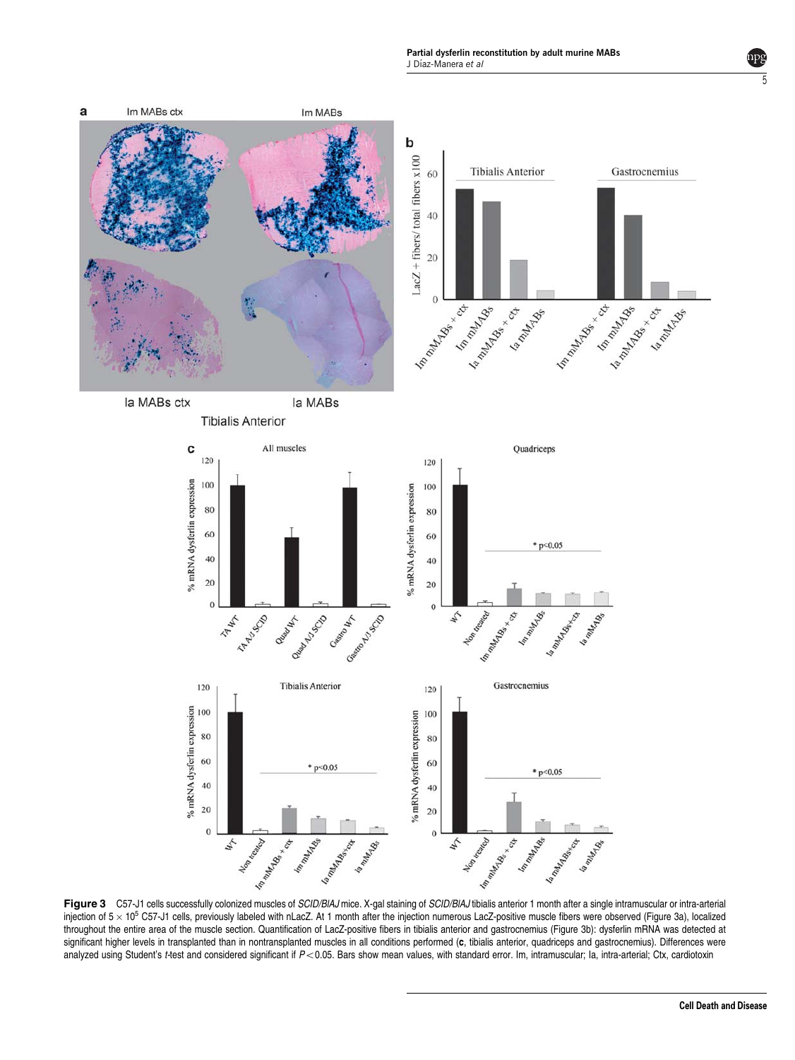**Figure 3** C57-J1 cells successfully colonized muscles of *SCID/BlAJ* mice. X-gal staining of *SCID/BlAJ* tibialis anterior 1 month after a single intramuscular or intra-arterial injection of $5 \times 10^5$ C57-J1 cells, previously labeled with nLacZ. At 1 month after the injection numerous LacZ-positive muscle fibers were observed (Figure 3a), localized throughout the entire area of the muscle section. Quantification of LacZ-positive fibers in tibialis anterior and gastrocnemius (Figure 3b): dysferlin mRNA was detected at significant higher levels in transplanted than in nontransplanted muscles in all conditions performed (**c**, tibialis anterior, quadriceps and gastrocnemius). Differences were analyzed using Student's *t*-test and considered significant if $P < 0.05$. Bars show mean values, with standard error. Im, intramuscular; Ia, intra-arterial; Ctx, cardiotoxin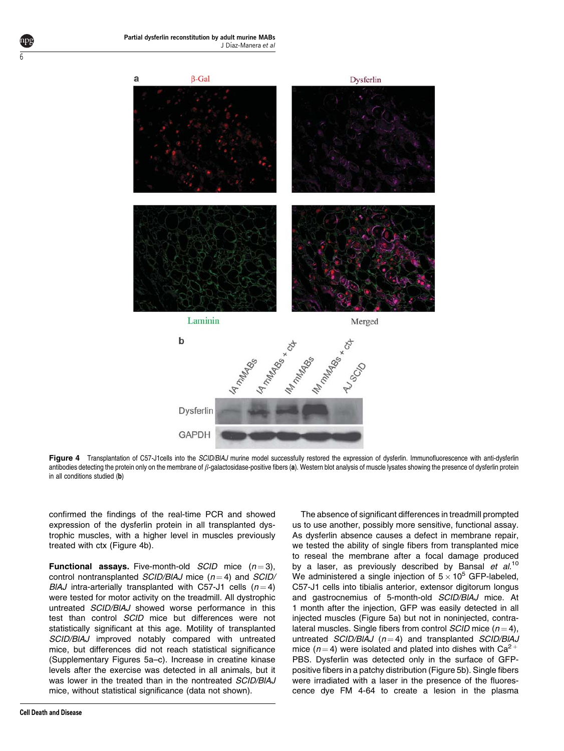**Figure 4** Transplantation of C57-J1cells into the *SCID/BlAJ* murine model successfully restored the expression of dysferlin. Immunofluorescence with anti-dysferlin antibodies detecting the protein only on the membrane of $\beta$-galactosidase-positive fibers (**a**). Western blot analysis of muscle lysates showing the presence of dysferlin protein in all conditions studied (**b**)

confirmed the findings of the real-time PCR and showed expression of the dysferlin protein in all transplanted dystrophic muscles, with a higher level in muscles previously treated with ctx (Figure 4b).

**Functional assays.** Five-month-old *SCID* mice ($n=3$), control nontransplanted *SCID/BlAJ* mice ($n=4$) and *SCID/BlAJ* intra-arterially transplanted with C57-J1 cells ($n=4$) were tested for motor activity on the treadmill. All dystrophic untreated *SCID/BlAJ* showed worse performance in this test than control *SCID* mice but differences were not statistically significant at this age. Motility of transplanted *SCID/BlAJ* improved notably compared with untreated mice, but differences did not reach statistical significance (Supplementary Figures 5a–c). Increase in creatine kinase levels after the exercise was detected in all animals, but it was lower in the treated than in the nontreated *SCID/BlAJ* mice, without statistical significance (data not shown).

The absence of significant differences in treadmill prompted us to use another, possibly more sensitive, functional assay. As dysferlin absence causes a defect in membrane repair, we tested the ability of single fibers from transplanted mice to reseal the membrane after a focal damage produced by a laser, as previously described by Bansal *et al.*[10] We administered a single injection of $5\times10^5$ GFP-labeled, C57-J1 cells into tibialis anterior, extensor digitorum longus and gastrocnemius of 5-month-old *SCID/BlAJ* mice. At 1 month after the injection, GFP was easily detected in all injected muscles (Figure 5a) but not in noninjected, contralateral muscles. Single fibers from control *SCID* mice ($n=4$), untreated *SCID/BlAJ* ($n=4$) and transplanted *SCID/BlAJ* mice ($n=4$) were isolated and plated into dishes with $Ca^{2+}$ PBS. Dysferlin was detected only in the surface of GFP-positive fibers in a patchy distribution (Figure 5b). Single fibers were irradiated with a laser in the presence of the fluorescence dye FM 4-64 to create a lesion in the plasma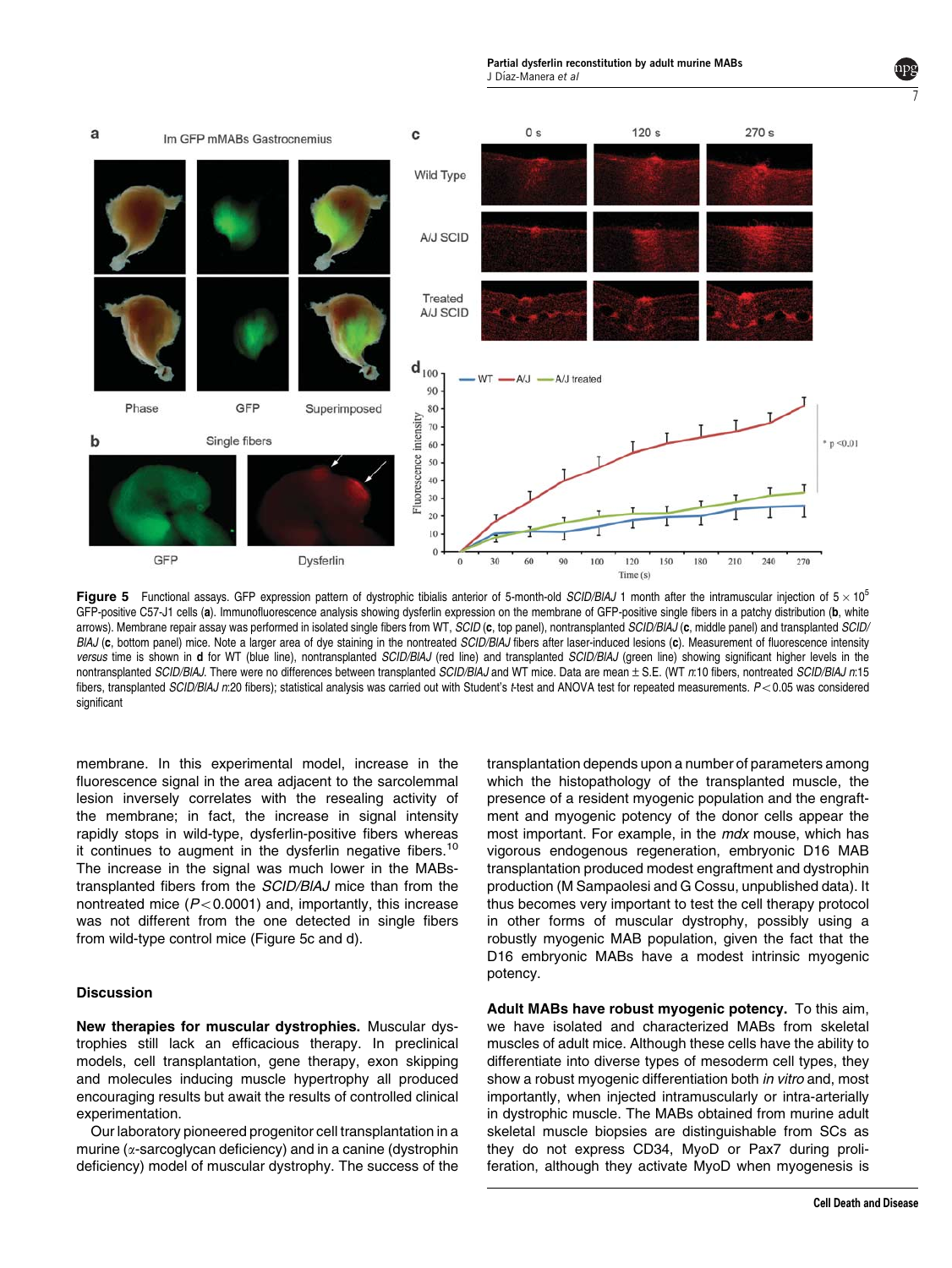**Figure 5** Functional assays. GFP expression pattern of dystrophic tibialis anterior of 5-month-old *SCID/BlAJ* 1 month after the intramuscular injection of $5 \times 10^5$ GFP-positive C57-J1 cells (**a**). Immunofluorescence analysis showing dysferlin expression on the membrane of GFP-positive single fibers in a patchy distribution (**b**, white arrows). Membrane repair assay was performed in isolated single fibers from WT, *SCID* (**c**, top panel), nontransplanted *SCID/BlAJ* (**c**, middle panel) and transplanted *SCID/BlAJ* (**c**, bottom panel) mice. Note a larger area of dye staining in the nontreated *SCID/BlAJ* fibers after laser-induced lesions (**c**). Measurement of fluorescence intensity *versus* time is shown in **d** for WT (blue line), nontransplanted *SCID/BlAJ* (red line) and transplanted *SCID/BlAJ* (green line) showing significant higher levels in the nontransplanted *SCID/BlAJ*. There were no differences between transplanted *SCID/BlAJ* and WT mice. Data are mean ± S.E. (WT *n*:10 fibers, nontreated *SCID/BlAJ n*:15 fibers, transplanted *SCID/BlAJ n*:20 fibers); statistical analysis was carried out with Student's *t*-test and ANOVA test for repeated measurements. $P < 0.05$ was considered significant

membrane. In this experimental model, increase in the fluorescence signal in the area adjacent to the sarcolemmal lesion inversely correlates with the resealing activity of the membrane; in fact, the increase in signal intensity rapidly stops in wild-type, dysferlin-positive fibers whereas it continues to augment in the dysferlin negative fibers.[10] The increase in the signal was much lower in the MABs-transplanted fibers from the *SCID/BlAJ* mice than from the nontreated mice ($P < 0.0001$) and, importantly, this increase was not different from the one detected in single fibers from wild-type control mice (Figure 5c and d).

## Discussion

**New therapies for muscular dystrophies.** Muscular dystrophies still lack an efficacious therapy. In preclinical models, cell transplantation, gene therapy, exon skipping and molecules inducing muscle hypertrophy all produced encouraging results but await the results of controlled clinical experimentation.

Our laboratory pioneered progenitor cell transplantation in a murine (α-sarcoglycan deficiency) and in a canine (dystrophin deficiency) model of muscular dystrophy. The success of the transplantation depends upon a number of parameters among which the histopathology of the transplanted muscle, the presence of a resident myogenic population and the engraftment and myogenic potency of the donor cells appear the most important. For example, in the *mdx* mouse, which has vigorous endogenous regeneration, embryonic D16 MAB transplantation produced modest engraftment and dystrophin production (M Sampaolesi and G Cossu, unpublished data). It thus becomes very important to test the cell therapy protocol in other forms of muscular dystrophy, possibly using a robustly myogenic MAB population, given the fact that the D16 embryonic MABs have a modest intrinsic myogenic potency.

**Adult MABs have robust myogenic potency.** To this aim, we have isolated and characterized MABs from skeletal muscles of adult mice. Although these cells have the ability to differentiate into diverse types of mesoderm cell types, they show a robust myogenic differentiation both *in vitro* and, most importantly, when injected intramuscularly or intra-arterially in dystrophic muscle. The MABs obtained from murine adult skeletal muscle biopsies are distinguishable from SCs as they do not express CD34, MyoD or Pax7 during proliferation, although they activate MyoD when myogenesis is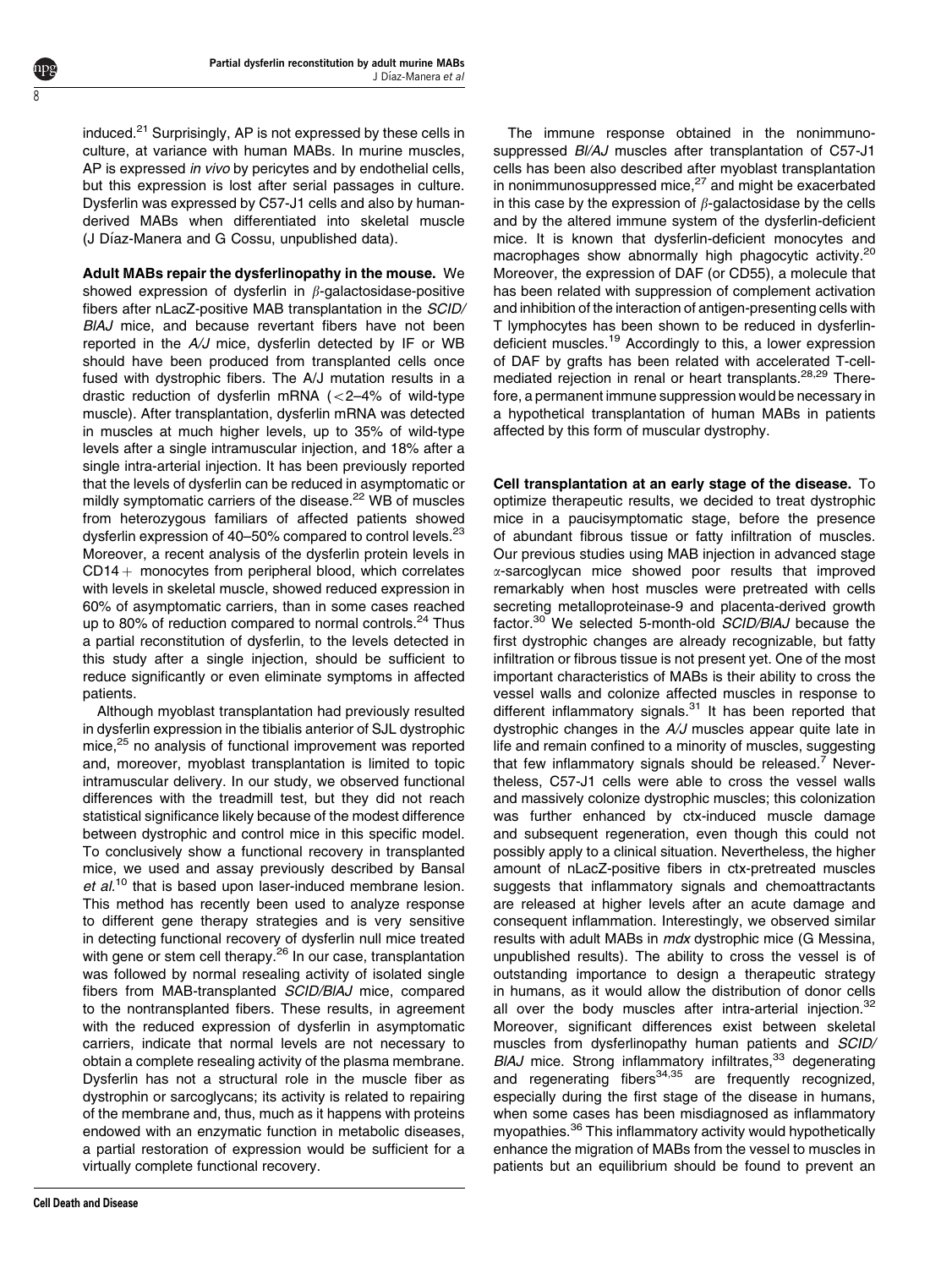induced.[21] Surprisingly, AP is not expressed by these cells in culture, at variance with human MABs. In murine muscles, AP is expressed *in vivo* by pericytes and by endothelial cells, but this expression is lost after serial passages in culture. Dysferlin was expressed by C57-J1 cells and also by human-derived MABs when differentiated into skeletal muscle (J Díaz-Manera and G Cossu, unpublished data).

**Adult MABs repair the dysferlinopathy in the mouse.** We showed expression of dysferlin in $\beta$-galactosidase-positive fibers after nLacZ-positive MAB transplantation in the *SCID/BlAJ* mice, and because revertant fibers have not been reported in the *A/J* mice, dysferlin detected by IF or WB should have been produced from transplanted cells once fused with dystrophic fibers. The A/J mutation results in a drastic reduction of dysferlin mRNA (<2–4% of wild-type muscle). After transplantation, dysferlin mRNA was detected in muscles at much higher levels, up to 35% of wild-type levels after a single intramuscular injection, and 18% after a single intra-arterial injection. It has been previously reported that the levels of dysferlin can be reduced in asymptomatic or mildly symptomatic carriers of the disease.[22] WB of muscles from heterozygous familiars of affected patients showed dysferlin expression of 40–50% compared to control levels.[23] Moreover, a recent analysis of the dysferlin protein levels in CD14+ monocytes from peripheral blood, which correlates with levels in skeletal muscle, showed reduced expression in 60% of asymptomatic carriers, than in some cases reached up to 80% of reduction compared to normal controls.[24] Thus a partial reconstitution of dysferlin, to the levels detected in this study after a single injection, should be sufficient to reduce significantly or even eliminate symptoms in affected patients.

Although myoblast transplantation had previously resulted in dysferlin expression in the tibialis anterior of SJL dystrophic mice,[25] no analysis of functional improvement was reported and, moreover, myoblast transplantation is limited to topic intramuscular delivery. In our study, we observed functional differences with the treadmill test, but they did not reach statistical significance likely because of the modest difference between dystrophic and control mice in this specific model. To conclusively show a functional recovery in transplanted mice, we used and assay previously described by Bansal *et al.*[10] that is based upon laser-induced membrane lesion. This method has recently been used to analyze response to different gene therapy strategies and is very sensitive in detecting functional recovery of dysferlin null mice treated with gene or stem cell therapy.[26] In our case, transplantation was followed by normal resealing activity of isolated single fibers from MAB-transplanted *SCID/BlAJ* mice, compared to the nontransplanted fibers. These results, in agreement with the reduced expression of dysferlin in asymptomatic carriers, indicate that normal levels are not necessary to obtain a complete resealing activity of the plasma membrane. Dysferlin has not a structural role in the muscle fiber as dystrophin or sarcoglycans; its activity is related to repairing of the membrane and, thus, much as it happens with proteins endowed with an enzymatic function in metabolic diseases, a partial restoration of expression would be sufficient for a virtually complete functional recovery.

The immune response obtained in the nonimmunosuppressed *Bl/AJ* muscles after transplantation of C57-J1 cells has been also described after myoblast transplantation in nonimmunosuppressed mice,[27] and might be exacerbated in this case by the expression of $\beta$-galactosidase by the cells and by the altered immune system of the dysferlin-deficient mice. It is known that dysferlin-deficient monocytes and macrophages show abnormally high phagocytic activity.[20] Moreover, the expression of DAF (or CD55), a molecule that has been related with suppression of complement activation and inhibition of the interaction of antigen-presenting cells with T lymphocytes has been shown to be reduced in dysferlin-deficient muscles.[19] Accordingly to this, a lower expression of DAF by grafts has been related with accelerated T-cell-mediated rejection in renal or heart transplants.[28,29] Therefore, a permanent immune suppression would be necessary in a hypothetical transplantation of human MABs in patients affected by this form of muscular dystrophy.

**Cell transplantation at an early stage of the disease.** To optimize therapeutic results, we decided to treat dystrophic mice in a paucisymptomatic stage, before the presence of abundant fibrous tissue or fatty infiltration of muscles. Our previous studies using MAB injection in advanced stage $\alpha$-sarcoglycan mice showed poor results that improved remarkably when host muscles were pretreated with cells secreting metalloproteinase-9 and placenta-derived growth factor.[30] We selected 5-month-old *SCID/BlAJ* because the first dystrophic changes are already recognizable, but fatty infiltration or fibrous tissue is not present yet. One of the most important characteristics of MABs is their ability to cross the vessel walls and colonize affected muscles in response to different inflammatory signals.[31] It has been reported that dystrophic changes in the *A/J* muscles appear quite late in life and remain confined to a minority of muscles, suggesting that few inflammatory signals should be released.[7] Nevertheless, C57-J1 cells were able to cross the vessel walls and massively colonize dystrophic muscles; this colonization was further enhanced by ctx-induced muscle damage and subsequent regeneration, even though this could not possibly apply to a clinical situation. Nevertheless, the higher amount of nLacZ-positive fibers in ctx-pretreated muscles suggests that inflammatory signals and chemoattractants are released at higher levels after an acute damage and consequent inflammation. Interestingly, we observed similar results with adult MABs in *mdx* dystrophic mice (G Messina, unpublished results). The ability to cross the vessel is of outstanding importance to design a therapeutic strategy in humans, as it would allow the distribution of donor cells all over the body muscles after intra-arterial injection.[32] Moreover, significant differences exist between skeletal muscles from dysferlinopathy human patients and *SCID/BlAJ* mice. Strong inflammatory infiltrates,[33] degenerating and regenerating fibers[34,35] are frequently recognized, especially during the first stage of the disease in humans, when some cases has been misdiagnosed as inflammatory myopathies.[36] This inflammatory activity would hypothetically enhance the migration of MABs from the vessel to muscles in patients but an equilibrium should be found to prevent an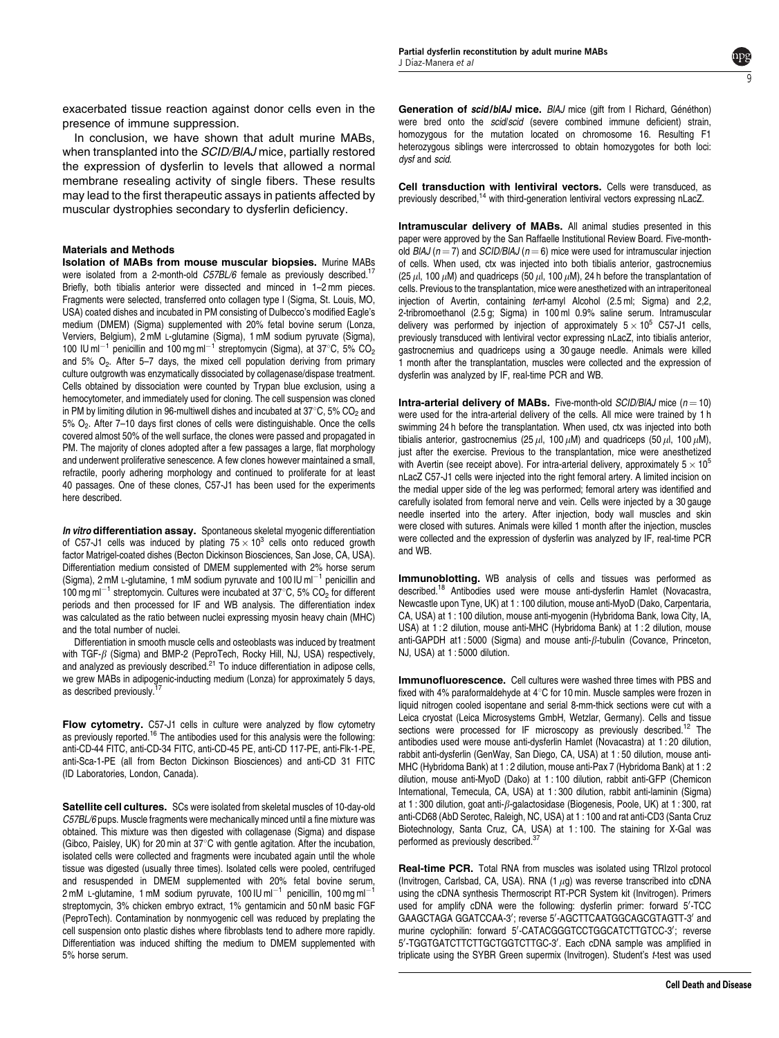exacerbated tissue reaction against donor cells even in the presence of immune suppression.

In conclusion, we have shown that adult murine MABs, when transplanted into the *SCID/BlAJ* mice, partially restored the expression of dysferlin to levels that allowed a normal membrane resealing activity of single fibers. These results may lead to the first therapeutic assays in patients affected by muscular dystrophies secondary to dysferlin deficiency.

## Materials and Methods

**Isolation of MABs from mouse muscular biopsies.** Murine MABs were isolated from a 2-month-old *C57BL/6* female as previously described.[17] Briefly, both tibialis anterior were dissected and minced in 1–2 mm pieces. Fragments were selected, transferred onto collagen type I (Sigma, St. Louis, MO, USA) coated dishes and incubated in PM consisting of Dulbecco's modified Eagle's medium (DMEM) (Sigma) supplemented with 20% fetal bovine serum (Lonza, Verviers, Belgium), 2 mM L-glutamine (Sigma), 1 mM sodium pyruvate (Sigma), 100 IU $ml^{-1}$ penicillin and 100 mg $ml^{-1}$ streptomycin (Sigma), at 37°C, 5% $CO_2$ and 5% $O_2$. After 5–7 days, the mixed cell population deriving from primary culture outgrowth was enzymatically dissociated by collagenase/dispase treatment. Cells obtained by dissociation were counted by Trypan blue exclusion, using a hemocytometer, and immediately used for cloning. The cell suspension was cloned in PM by limiting dilution in 96-multiwell dishes and incubated at 37°C, 5% $CO_2$ and 5% $O_2$. After 7–10 days first clones of cells were distinguishable. Once the cells covered almost 50% of the well surface, the clones were passed and propagated in PM. The majority of clones adopted after a few passages a large, flat morphology and underwent proliferative senescence. A few clones however maintained a small, refractile, poorly adhering morphology and continued to proliferate for at least 40 passages. One of these clones, C57-J1 has been used for the experiments here described.

***In vitro* differentiation assay.** Spontaneous skeletal myogenic differentiation of C57-J1 cells was induced by plating $75 \times 10^3$ cells onto reduced growth factor Matrigel-coated dishes (Becton Dickinson Biosciences, San Jose, CA, USA). Differentiation medium consisted of DMEM supplemented with 2% horse serum (Sigma), 2 mM L-glutamine, 1 mM sodium pyruvate and 100 IU $ml^{-1}$ penicillin and 100 mg $ml^{-1}$ streptomycin. Cultures were incubated at 37°C, 5% $CO_2$ for different periods and then processed for IF and WB analysis. The differentiation index was calculated as the ratio between nuclei expressing myosin heavy chain (MHC) and the total number of nuclei.

Differentiation in smooth muscle cells and osteoblasts was induced by treatment with TGF-$\beta$ (Sigma) and BMP-2 (PeproTech, Rocky Hill, NJ, USA) respectively, and analyzed as previously described.[21] To induce differentiation in adipose cells, we grew MABs in adipogenic-inducting medium (Lonza) for approximately 5 days, as described previously.[17]

**Flow cytometry.** C57-J1 cells in culture were analyzed by flow cytometry as previously reported.[16] The antibodies used for this analysis were the following: anti-CD-44 FITC, anti-CD-34 FITC, anti-CD-45 PE, anti-CD 117-PE, anti-Flk-1-PE, anti-Sca-1-PE (all from Becton Dickinson Biosciences) and anti-CD 31 FITC (ID Laboratories, London, Canada).

**Satellite cell cultures.** SCs were isolated from skeletal muscles of 10-day-old *C57BL/6* pups. Muscle fragments were mechanically minced until a fine mixture was obtained. This mixture was then digested with collagenase (Sigma) and dispase (Gibco, Paisley, UK) for 20 min at 37°C with gentle agitation. After the incubation, isolated cells were collected and fragments were incubated again until the whole tissue was digested (usually three times). Isolated cells were pooled, centrifuged and resuspended in DMEM supplemented with 20% fetal bovine serum, 2 mM L-glutamine, 1 mM sodium pyruvate, 100 IU $ml^{-1}$ penicillin, 100 mg $ml^{-1}$ streptomycin, 3% chicken embryo extract, 1% gentamicin and 50 nM basic FGF (PeproTech). Contamination by nonmyogenic cell was reduced by preplating the cell suspension onto plastic dishes where fibroblasts tend to adhere more rapidly. Differentiation was induced shifting the medium to DMEM supplemented with 5% horse serum.

**Generation of *scid/blAJ* mice.** *BlAJ* mice (gift from I Richard, Généthon) were bred onto the *scid/scid* (severe combined immune deficient) strain, homozygous for the mutation located on chromosome 16. Resulting F1 heterozygous siblings were intercrossed to obtain homozygotes for both loci: *dysf* and *scid*.

**Cell transduction with lentiviral vectors.** Cells were transduced, as previously described,[14] with third-generation lentiviral vectors expressing nLacZ.

**Intramuscular delivery of MABs.** All animal studies presented in this paper were approved by the San Raffaelle Institutional Review Board. Five-month-old *BlAJ* ($n = 7$) and *SCID/BlAJ* ($n = 6$) mice were used for intramuscular injection of cells. When used, ctx was injected into both tibialis anterior, gastrocnemius (25 $\mu$l, 100 $\mu$M) and quadriceps (50 $\mu$l, 100 $\mu$M), 24 h before the transplantation of cells. Previous to the transplantation, mice were anesthetized with an intraperitoneal injection of Avertin, containing *tert*-amyl Alcohol (2.5 ml; Sigma) and 2,2, 2-tribromoethanol (2.5 g; Sigma) in 100 ml 0.9% saline serum. Intramuscular delivery was performed by injection of approximately $5 \times 10^5$ C57-J1 cells, previously transduced with lentiviral vector expressing nLacZ, into tibialis anterior, gastrocnemius and quadriceps using a 30 gauge needle. Animals were killed 1 month after the transplantation, muscles were collected and the expression of dysferlin was analyzed by IF, real-time PCR and WB.

**Intra-arterial delivery of MABs.** Five-month-old *SCID/BlAJ* mice ($n = 10$) were used for the intra-arterial delivery of the cells. All mice were trained by 1 h swimming 24 h before the transplantation. When used, ctx was injected into both tibialis anterior, gastrocnemius (25 $\mu$l, 100 $\mu$M) and quadriceps (50 $\mu$l, 100 $\mu$M), just after the exercise. Previous to the transplantation, mice were anesthetized with Avertin (see receipt above). For intra-arterial delivery, approximately $5 \times 10^5$ nLacZ C57-J1 cells were injected into the right femoral artery. A limited incision on the medial upper side of the leg was performed; femoral artery was identified and carefully isolated from femoral nerve and vein. Cells were injected by a 30 gauge needle inserted into the artery. After injection, body wall muscles and skin were closed with sutures. Animals were killed 1 month after the injection, muscles were collected and the expression of dysferlin was analyzed by IF, real-time PCR and WB.

**Immunoblotting.** WB analysis of cells and tissues was performed as described.[18] Antibodies used were mouse anti-dysferlin Hamlet (Novacastra, Newcastle upon Tyne, UK) at 1 : 100 dilution, mouse anti-MyoD (Dako, Carpentaria, CA, USA) at 1 : 100 dilution, mouse anti-myogenin (Hybridoma Bank, Iowa City, IA, USA) at 1 : 2 dilution, mouse anti-MHC (Hybridoma Bank) at 1 : 2 dilution, mouse anti-GAPDH at1 : 5000 (Sigma) and mouse anti-$\beta$-tubulin (Covance, Princeton, NJ, USA) at 1 : 5000 dilution.

**Immunofluorescence.** Cell cultures were washed three times with PBS and fixed with 4% paraformaldehyde at 4°C for 10 min. Muscle samples were frozen in liquid nitrogen cooled isopentane and serial 8-mm-thick sections were cut with a Leica cryostat (Leica Microsystems GmbH, Wetzlar, Germany). Cells and tissue sections were processed for IF microscopy as previously described.[12] The antibodies used were mouse anti-dysferlin Hamlet (Novacastra) at 1 : 20 dilution, rabbit anti-dysferlin (GenWay, San Diego, CA, USA) at 1 : 50 dilution, mouse anti-MHC (Hybridoma Bank) at 1 : 2 dilution, mouse anti-Pax 7 (Hybridoma Bank) at 1 : 2 dilution, mouse anti-MyoD (Dako) at 1 : 100 dilution, rabbit anti-GFP (Chemicon International, Temecula, CA, USA) at 1 : 300 dilution, rabbit anti-laminin (Sigma) at 1 : 300 dilution, goat anti-$\beta$-galactosidase (Biogenesis, Poole, UK) at 1 : 300, rat anti-CD68 (AbD Serotec, Raleigh, NC, USA) at 1 : 100 and rat anti-CD3 (Santa Cruz Biotechnology, Santa Cruz, CA, USA) at 1 : 100. The staining for X-Gal was performed as previously described.[37]

**Real-time PCR.** Total RNA from muscles was isolated using TRIzol protocol (Invitrogen, Carlsbad, CA, USA). RNA (1 $\mu$g) was reverse transcribed into cDNA using the cDNA synthesis Thermoscript RT-PCR System kit (Invitrogen). Primers used for amplify cDNA were the following: dysferlin primer: forward 5′-TCC GAAGCTAGA GGATCCAA-3′; reverse 5′-AGCTTCAATGGCAGCGTAGTT-3′ and murine cyclophilin: forward 5′-CATACGGGTCCTGGCATCTTGTCC-3′; reverse 5′-TGGTGATCTTCTTGCTGGTCTTGC-3′. Each cDNA sample was amplified in triplicate using the SYBR Green supermix (Invitrogen). Student's *t*-test was used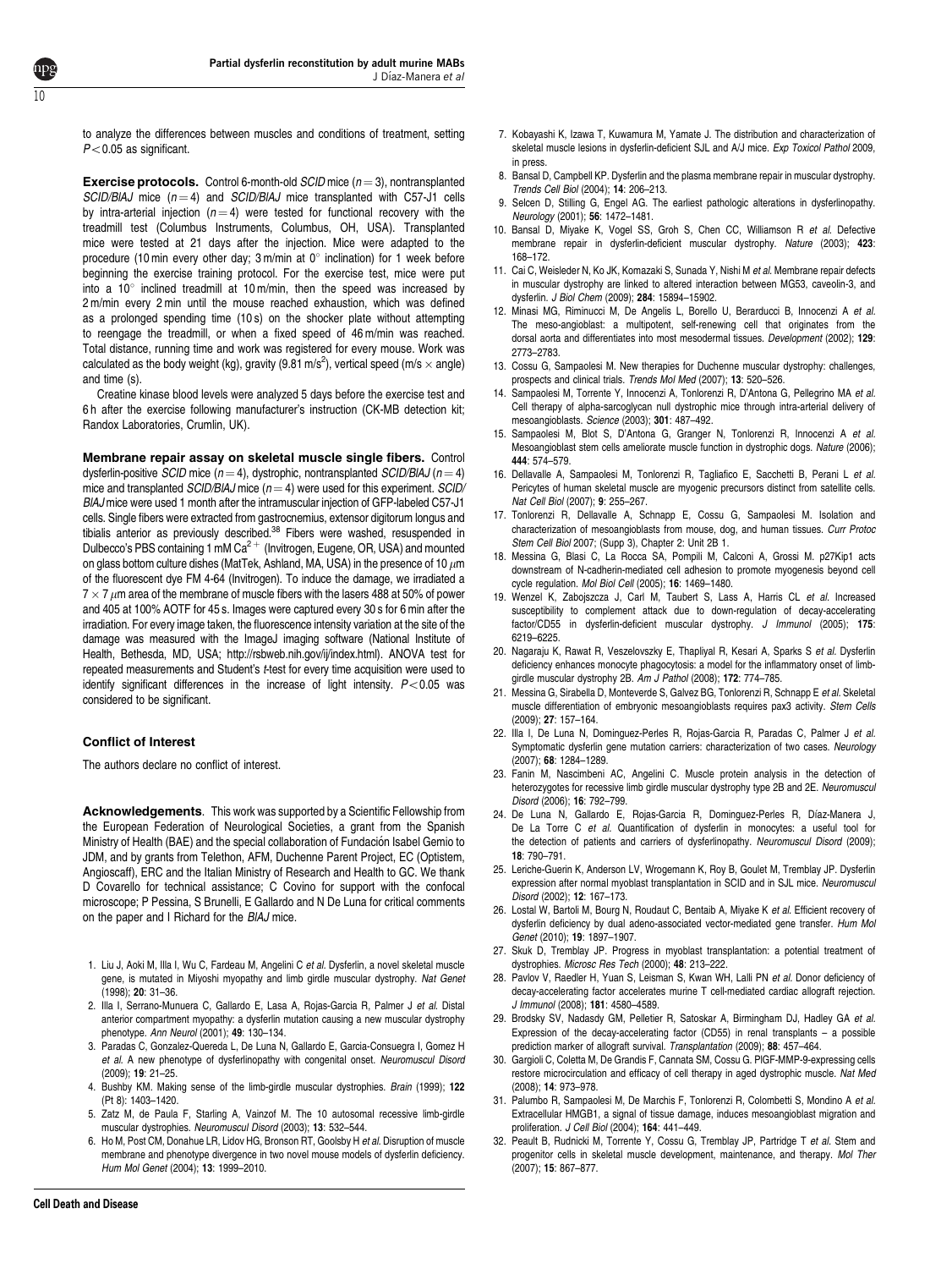to analyze the differences between muscles and conditions of treatment, setting $P < 0.05$ as significant.

**Exercise protocols.** Control 6-month-old *SCID* mice ($n = 3$), nontransplanted *SCID/BlAJ* mice ($n = 4$) and *SCID/BlAJ* mice transplanted with C57-J1 cells by intra-arterial injection ($n = 4$) were tested for functional recovery with the treadmill test (Columbus Instruments, Columbus, OH, USA). Transplanted mice were tested at 21 days after the injection. Mice were adapted to the procedure (10 min every other day; 3 m/min at 0° inclination) for 1 week before beginning the exercise training protocol. For the exercise test, mice were put into a 10° inclined treadmill at 10 m/min, then the speed was increased by 2 m/min every 2 min until the mouse reached exhaustion, which was defined as a prolonged spending time (10 s) on the shocker plate without attempting to reengage the treadmill, or when a fixed speed of 46 m/min was reached. Total distance, running time and work was registered for every mouse. Work was calculated as the body weight (kg), gravity (9.81 m/s$^2$), vertical speed (m/s × angle) and time (s).

Creatine kinase blood levels were analyzed 5 days before the exercise test and 6 h after the exercise following manufacturer's instruction (CK-MB detection kit; Randox Laboratories, Crumlin, UK).

**Membrane repair assay on skeletal muscle single fibers.** Control dysferlin-positive *SCID* mice ($n = 4$), dystrophic, nontransplanted *SCID/BlAJ* ($n = 4$) mice and transplanted *SCID/BlAJ* mice ($n = 4$) were used for this experiment. *SCID/BlAJ* mice were used 1 month after the intramuscular injection of GFP-labeled C57-J1 cells. Single fibers were extracted from gastrocnemius, extensor digitorum longus and tibialis anterior as previously described.[38] Fibers were washed, resuspended in Dulbecco's PBS containing 1 mM $Ca^{2+}$ (Invitrogen, Eugene, OR, USA) and mounted on glass bottom culture dishes (MatTek, Ashland, MA, USA) in the presence of 10 $\mu$m of the fluorescent dye FM 4-64 (Invitrogen). To induce the damage, we irradiated a $7 \times 7$ $\mu$m area of the membrane of muscle fibers with the lasers 488 at 50% of power and 405 at 100% AOTF for 45 s. Images were captured every 30 s for 6 min after the irradiation. For every image taken, the fluorescence intensity variation at the site of the damage was measured with the ImageJ imaging software (National Institute of Health, Bethesda, MD, USA; http://rsbweb.nih.gov/ij/index.html). ANOVA test for repeated measurements and Student's *t*-test for every time acquisition were used to identify significant differences in the increase of light intensity. $P < 0.05$ was considered to be significant.

### Conflict of Interest

The authors declare no conflict of interest.

**Acknowledgements.** This work was supported by a Scientific Fellowship from the European Federation of Neurological Societies, a grant from the Spanish Ministry of Health (BAE) and the special collaboration of Fundación Isabel Gemio to JDM, and by grants from Telethon, AFM, Duchenne Parent Project, EC (Optistem, Angioscaff), ERC and the Italian Ministry of Research and Health to GC. We thank D Covarello for technical assistance; C Covino for support with the confocal microscope; P Pessina, S Brunelli, E Gallardo and N De Luna for critical comments on the paper and I Richard for the *BlAJ* mice.

1. Liu J, Aoki M, Illa I, Wu C, Fardeau M, Angelini C *et al.* Dysferlin, a novel skeletal muscle gene, is mutated in Miyoshi myopathy and limb girdle muscular dystrophy. *Nat Genet* (1998); **20**: 31–36.
2. Illa I, Serrano-Munuera C, Gallardo E, Lasa A, Rojas-Garcia R, Palmer J *et al.* Distal anterior compartment myopathy: a dysferlin mutation causing a new muscular dystrophy phenotype. *Ann Neurol* (2001); **49**: 130–134.
3. Paradas C, Gonzalez-Quereda L, De Luna N, Gallardo E, Garcia-Consuegra I, Gomez H *et al.* A new phenotype of dysferlinopathy with congenital onset. *Neuromuscul Disord* (2009); **19**: 21–25.
4. Bushby KM. Making sense of the limb-girdle muscular dystrophies. *Brain* (1999); **122** (Pt 8): 1403–1420.
5. Zatz M, de Paula F, Starling A, Vainzof M. The 10 autosomal recessive limb-girdle muscular dystrophies. *Neuromuscul Disord* (2003); **13**: 532–544.
6. Ho M, Post CM, Donahue LR, Lidov HG, Bronson RT, Goolsby H *et al.* Disruption of muscle membrane and phenotype divergence in two novel mouse models of dysferlin deficiency. *Hum Mol Genet* (2004); **13**: 1999–2010.
7. Kobayashi K, Izawa T, Kuwamura M, Yamate J. The distribution and characterization of skeletal muscle lesions in dysferlin-deficient SJL and A/J mice. *Exp Toxicol Pathol* 2009, in press.
8. Bansal D, Campbell KP. Dysferlin and the plasma membrane repair in muscular dystrophy. *Trends Cell Biol* (2004); **14**: 206–213.
9. Selcen D, Stilling G, Engel AG. The earliest pathologic alterations in dysferlinopathy. *Neurology* (2001); **56**: 1472–1481.
10. Bansal D, Miyake K, Vogel SS, Groh S, Chen CC, Williamson R *et al.* Defective membrane repair in dysferlin-deficient muscular dystrophy. *Nature* (2003); **423**: 168–172.
11. Cai C, Weisleder N, Ko JK, Komazaki S, Sunada Y, Nishi M *et al.* Membrane repair defects in muscular dystrophy are linked to altered interaction between MG53, caveolin-3, and dysferlin. *J Biol Chem* (2009); **284**: 15894–15902.
12. Minasi MG, Riminucci M, De Angelis L, Borello U, Berarducci B, Innocenzi A *et al.* The meso-angioblast: a multipotent, self-renewing cell that originates from the dorsal aorta and differentiates into most mesodermal tissues. *Development* (2002); **129**: 2773–2783.
13. Cossu G, Sampaolesi M. New therapies for Duchenne muscular dystrophy: challenges, prospects and clinical trials. *Trends Mol Med* (2007); **13**: 520–526.
14. Sampaolesi M, Torrente Y, Innocenzi A, Tonlorenzi R, D'Antona G, Pellegrino MA *et al.* Cell therapy of alpha-sarcoglycan null dystrophic mice through intra-arterial delivery of mesoangioblasts. *Science* (2003); **301**: 487–492.
15. Sampaolesi M, Blot S, D'Antona G, Granger N, Tonlorenzi R, Innocenzi A *et al.* Mesoangioblast stem cells ameliorate muscle function in dystrophic dogs. *Nature* (2006); **444**: 574–579.
16. Dellavalle A, Sampaolesi M, Tonlorenzi R, Tagliafico E, Sacchetti B, Perani L *et al.* Pericytes of human skeletal muscle are myogenic precursors distinct from satellite cells. *Nat Cell Biol* (2007); **9**: 255–267.
17. Tonlorenzi R, Dellavalle A, Schnapp E, Cossu G, Sampaolesi M. Isolation and characterization of mesoangioblasts from mouse, dog, and human tissues. *Curr Protoc Stem Cell Biol* 2007; (Supp 3), Chapter 2: Unit 2B 1.
18. Messina G, Blasi C, La Rocca SA, Pompili M, Calconi A, Grossi M. p27Kip1 acts downstream of N-cadherin-mediated cell adhesion to promote myogenesis beyond cell cycle regulation. *Mol Biol Cell* (2005); **16**: 1469–1480.
19. Wenzel K, Zabojszcza J, Carl M, Taubert S, Lass A, Harris CL *et al.* Increased susceptibility to complement attack due to down-regulation of decay-accelerating factor/CD55 in dysferlin-deficient muscular dystrophy. *J Immunol* (2005); **175**: 6219–6225.
20. Nagaraju K, Rawat R, Veszelovszky E, Thapliyal R, Kesari A, Sparks S *et al.* Dysferlin deficiency enhances monocyte phagocytosis: a model for the inflammatory onset of limb-girdle muscular dystrophy 2B. *Am J Pathol* (2008); **172**: 774–785.
21. Messina G, Sirabella D, Monteverde S, Galvez BG, Tonlorenzi R, Schnapp E *et al.* Skeletal muscle differentiation of embryonic mesoangioblasts requires pax3 activity. *Stem Cells* (2009); **27**: 157–164.
22. Illa I, De Luna N, Dominguez-Perles R, Rojas-Garcia R, Paradas C, Palmer J *et al.* Symptomatic dysferlin gene mutation carriers: characterization of two cases. *Neurology* (2007); **68**: 1284–1289.
23. Fanin M, Nascimbeni AC, Angelini C. Muscle protein analysis in the detection of heterozygotes for recessive limb girdle muscular dystrophy type 2B and 2E. *Neuromuscul Disord* (2006); **16**: 792–799.
24. De Luna N, Gallardo E, Rojas-Garcia R, Dominguez-Perles R, Díaz-Manera J, De La Torre C *et al.* Quantification of dysferlin in monocytes: a useful tool for the detection of patients and carriers of dysferlinopathy. *Neuromuscul Disord* (2009); **18**: 790–791.
25. Leriche-Guerin K, Anderson LV, Wrogemann K, Roy B, Goulet M, Tremblay JP. Dysferlin expression after normal myoblast transplantation in SCID and in SJL mice. *Neuromuscul Disord* (2002); **12**: 167–173.
26. Lostal W, Bartoli M, Bourg N, Roudaut C, Bentaib A, Miyake K *et al.* Efficient recovery of dysferlin deficiency by dual adeno-associated vector-mediated gene transfer. *Hum Mol Genet* (2010); **19**: 1897–1907.
27. Skuk D, Tremblay JP. Progress in myoblast transplantation: a potential treatment of dystrophies. *Microsc Res Tech* (2000); **48**: 213–222.
28. Pavlov V, Raedler H, Yuan S, Leisman S, Kwan WH, Lalli PN *et al.* Donor deficiency of decay-accelerating factor accelerates murine T cell-mediated cardiac allograft rejection. *J Immunol* (2008); **181**: 4580–4589.
29. Brodsky SV, Nadasdy GM, Pelletier R, Satoskar A, Birmingham DJ, Hadley GA *et al.* Expression of the decay-accelerating factor (CD55) in renal transplants – a possible prediction marker of allograft survival. *Transplantation* (2009); **88**: 457–464.
30. Gargioli C, Coletta M, De Grandis F, Cannata SM, Cossu G. PlGF-MMP-9-expressing cells restore microcirculation and efficacy of cell therapy in aged dystrophic muscle. *Nat Med* (2008); **14**: 973–978.
31. Palumbo R, Sampaolesi M, De Marchis F, Tonlorenzi R, Colombetti S, Mondino A *et al.* Extracellular HMGB1, a signal of tissue damage, induces mesoangioblast migration and proliferation. *J Cell Biol* (2004); **164**: 441–449.
32. Peault B, Rudnicki M, Torrente Y, Cossu G, Tremblay JP, Partridge T *et al.* Stem and progenitor cells in skeletal muscle development, maintenance, and therapy. *Mol Ther* (2007); **15**: 867–877.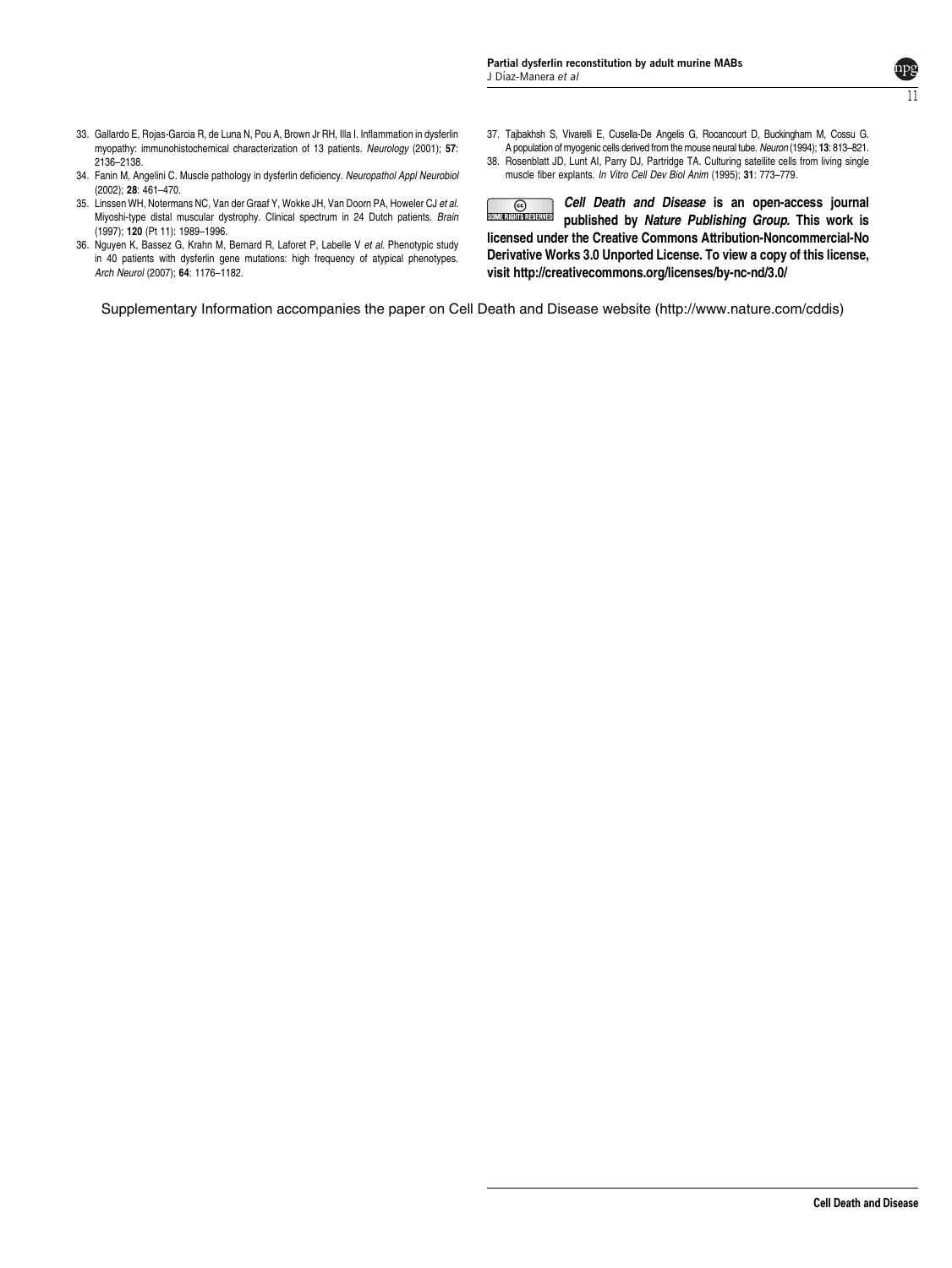33. Gallardo E, Rojas-Garcia R, de Luna N, Pou A, Brown Jr RH, Illa I. Inflammation in dysferlin myopathy: immunohistochemical characterization of 13 patients. *Neurology* (2001); **57**: 2136–2138.
34. Fanin M, Angelini C. Muscle pathology in dysferlin deficiency. *Neuropathol Appl Neurobiol* (2002); **28**: 461–470.
35. Linssen WH, Notermans NC, Van der Graaf Y, Wokke JH, Van Doorn PA, Howeler CJ *et al.* Miyoshi-type distal muscular dystrophy. Clinical spectrum in 24 Dutch patients. *Brain* (1997); **120** (Pt 11): 1989–1996.
36. Nguyen K, Bassez G, Krahn M, Bernard R, Laforet P, Labelle V *et al.* Phenotypic study in 40 patients with dysferlin gene mutations: high frequency of atypical phenotypes. *Arch Neurol* (2007); **64**: 1176–1182.
37. Tajbakhsh S, Vivarelli E, Cusella-De Angelis G, Rocancourt D, Buckingham M, Cossu G. A population of myogenic cells derived from the mouse neural tube. *Neuron* (1994); **13**: 813–821.
38. Rosenblatt JD, Lunt AI, Parry DJ, Partridge TA. Culturing satellite cells from living single muscle fiber explants. *In Vitro Cell Dev Biol Anim* (1995); **31**: 773–779.

**_Cell Death and Disease_ is an open-access journal published by _Nature Publishing Group._ This work is licensed under the Creative Commons Attribution-Noncommercial-No Derivative Works 3.0 Unported License. To view a copy of this license, visit http://creativecommons.org/licenses/by-nc-nd/3.0/**

Supplementary Information accompanies the paper on Cell Death and Disease website (http://www.nature.com/cddis)